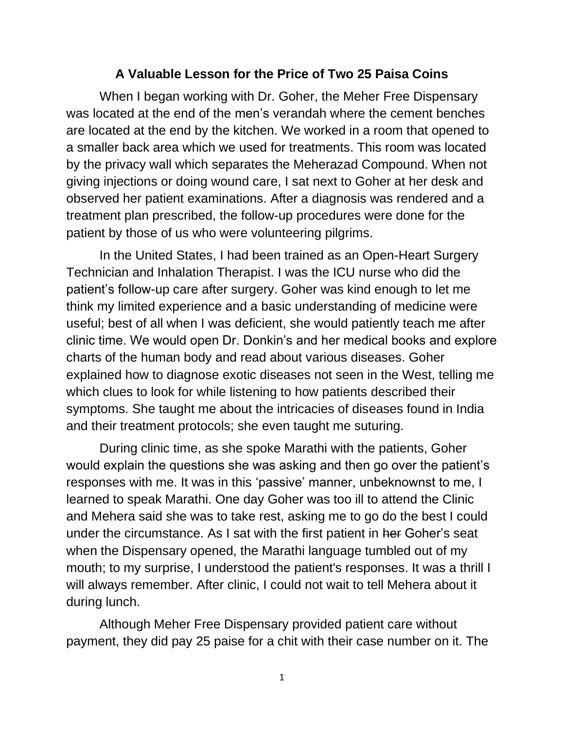# A Valuable Lesson for the Price of Two 25 Paisa Coins

When I began working with Dr. Goher, the Meher Free Dispensary was located at the end of the men's verandah where the cement benches are located at the end by the kitchen. We worked in a room that opened to a smaller back area which we used for treatments. This room was located by the privacy wall which separates the Meherazad Compound. When not giving injections or doing wound care, I sat next to Goher at her desk and observed her patient examinations. After a diagnosis was rendered and a treatment plan prescribed, the follow-up procedures were done for the patient by those of us who were volunteering pilgrims.

In the United States, I had been trained as an Open-Heart Surgery Technician and Inhalation Therapist. I was the ICU nurse who did the patient's follow-up care after surgery. Goher was kind enough to let me think my limited experience and a basic understanding of medicine were useful; best of all when I was deficient, she would patiently teach me after clinic time. We would open Dr. Donkin's and her medical books and explore charts of the human body and read about various diseases. Goher explained how to diagnose exotic diseases not seen in the West, telling me which clues to look for while listening to how patients described their symptoms. She taught me about the intricacies of diseases found in India and their treatment protocols; she even taught me suturing.

During clinic time, as she spoke Marathi with the patients, Goher would explain the questions she was asking and then go over the patient's responses with me. It was in this 'passive' manner, unbeknownst to me, I learned to speak Marathi. One day Goher was too ill to attend the Clinic and Mehera said she was to take rest, asking me to go do the best I could under the circumstance. As I sat with the first patient in ~~her~~ Goher's seat when the Dispensary opened, the Marathi language tumbled out of my mouth; to my surprise, I understood the patient's responses. It was a thrill I will always remember. After clinic, I could not wait to tell Mehera about it during lunch.

Although Meher Free Dispensary provided patient care without payment, they did pay 25 paise for a chit with their case number on it. The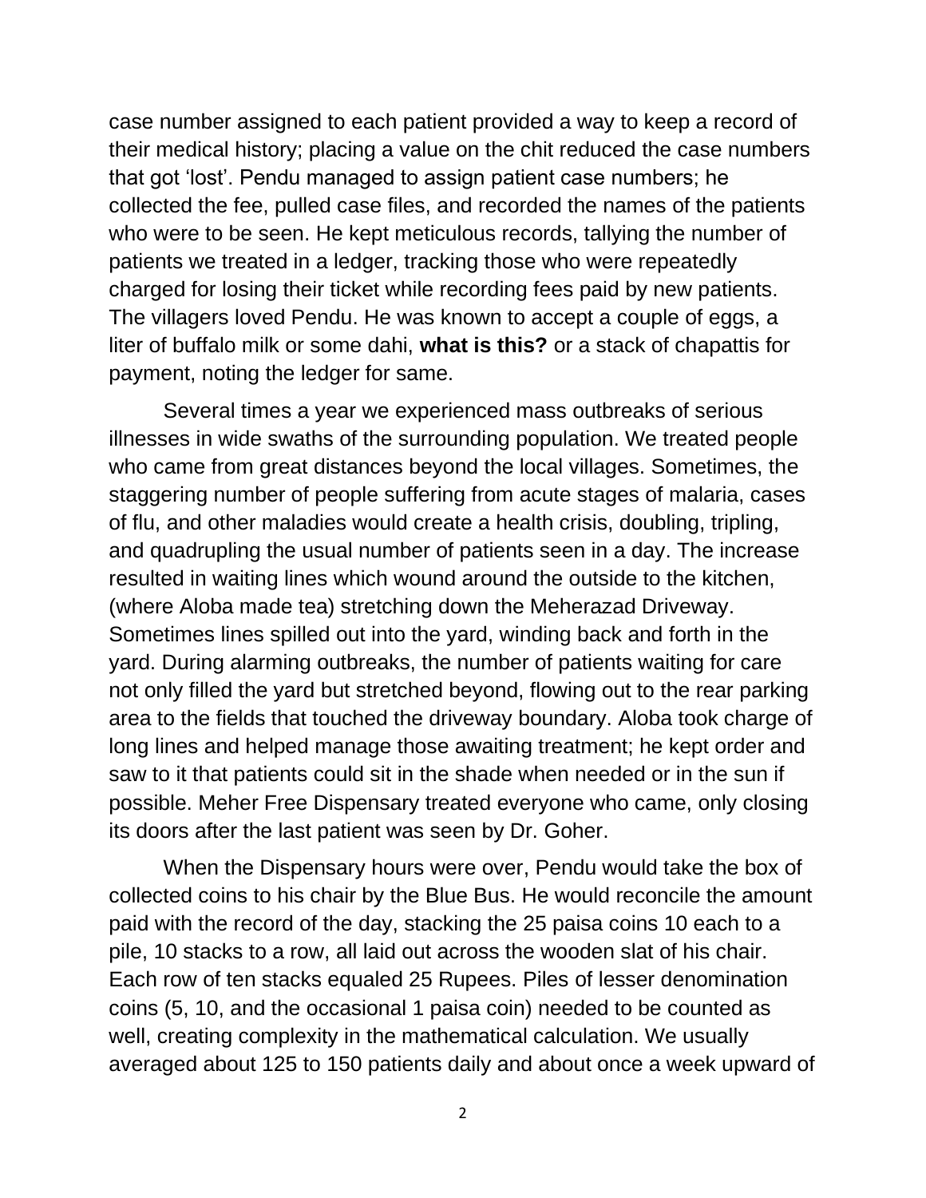case number assigned to each patient provided a way to keep a record of their medical history; placing a value on the chit reduced the case numbers that got 'lost'. Pendu managed to assign patient case numbers; he collected the fee, pulled case files, and recorded the names of the patients who were to be seen. He kept meticulous records, tallying the number of patients we treated in a ledger, tracking those who were repeatedly charged for losing their ticket while recording fees paid by new patients. The villagers loved Pendu. He was known to accept a couple of eggs, a liter of buffalo milk or some dahi, **what is this?** or a stack of chapattis for payment, noting the ledger for same.

Several times a year we experienced mass outbreaks of serious illnesses in wide swaths of the surrounding population. We treated people who came from great distances beyond the local villages. Sometimes, the staggering number of people suffering from acute stages of malaria, cases of flu, and other maladies would create a health crisis, doubling, tripling, and quadrupling the usual number of patients seen in a day. The increase resulted in waiting lines which wound around the outside to the kitchen, (where Aloba made tea) stretching down the Meherazad Driveway. Sometimes lines spilled out into the yard, winding back and forth in the yard. During alarming outbreaks, the number of patients waiting for care not only filled the yard but stretched beyond, flowing out to the rear parking area to the fields that touched the driveway boundary. Aloba took charge of long lines and helped manage those awaiting treatment; he kept order and saw to it that patients could sit in the shade when needed or in the sun if possible. Meher Free Dispensary treated everyone who came, only closing its doors after the last patient was seen by Dr. Goher.

When the Dispensary hours were over, Pendu would take the box of collected coins to his chair by the Blue Bus. He would reconcile the amount paid with the record of the day, stacking the 25 paisa coins 10 each to a pile, 10 stacks to a row, all laid out across the wooden slat of his chair. Each row of ten stacks equaled 25 Rupees. Piles of lesser denomination coins (5, 10, and the occasional 1 paisa coin) needed to be counted as well, creating complexity in the mathematical calculation. We usually averaged about 125 to 150 patients daily and about once a week upward of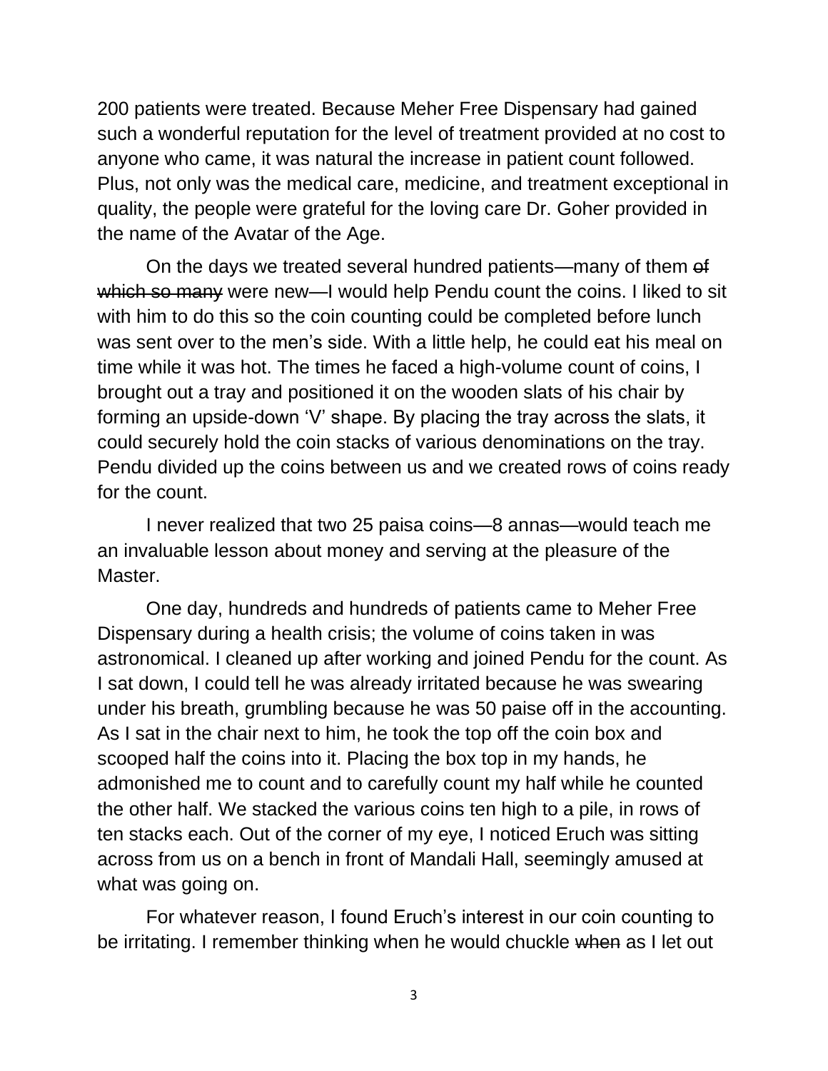200 patients were treated. Because Meher Free Dispensary had gained such a wonderful reputation for the level of treatment provided at no cost to anyone who came, it was natural the increase in patient count followed. Plus, not only was the medical care, medicine, and treatment exceptional in quality, the people were grateful for the loving care Dr. Goher provided in the name of the Avatar of the Age.

On the days we treated several hundred patients—many of them ~~of which so many~~ were new—I would help Pendu count the coins. I liked to sit with him to do this so the coin counting could be completed before lunch was sent over to the men's side. With a little help, he could eat his meal on time while it was hot. The times he faced a high-volume count of coins, I brought out a tray and positioned it on the wooden slats of his chair by forming an upside-down 'V' shape. By placing the tray across the slats, it could securely hold the coin stacks of various denominations on the tray. Pendu divided up the coins between us and we created rows of coins ready for the count.

I never realized that two 25 paisa coins—8 annas—would teach me an invaluable lesson about money and serving at the pleasure of the Master.

One day, hundreds and hundreds of patients came to Meher Free Dispensary during a health crisis; the volume of coins taken in was astronomical. I cleaned up after working and joined Pendu for the count. As I sat down, I could tell he was already irritated because he was swearing under his breath, grumbling because he was 50 paise off in the accounting. As I sat in the chair next to him, he took the top off the coin box and scooped half the coins into it. Placing the box top in my hands, he admonished me to count and to carefully count my half while he counted the other half. We stacked the various coins ten high to a pile, in rows of ten stacks each. Out of the corner of my eye, I noticed Eruch was sitting across from us on a bench in front of Mandali Hall, seemingly amused at what was going on.

For whatever reason, I found Eruch's interest in our coin counting to be irritating. I remember thinking when he would chuckle ~~when~~ as I let out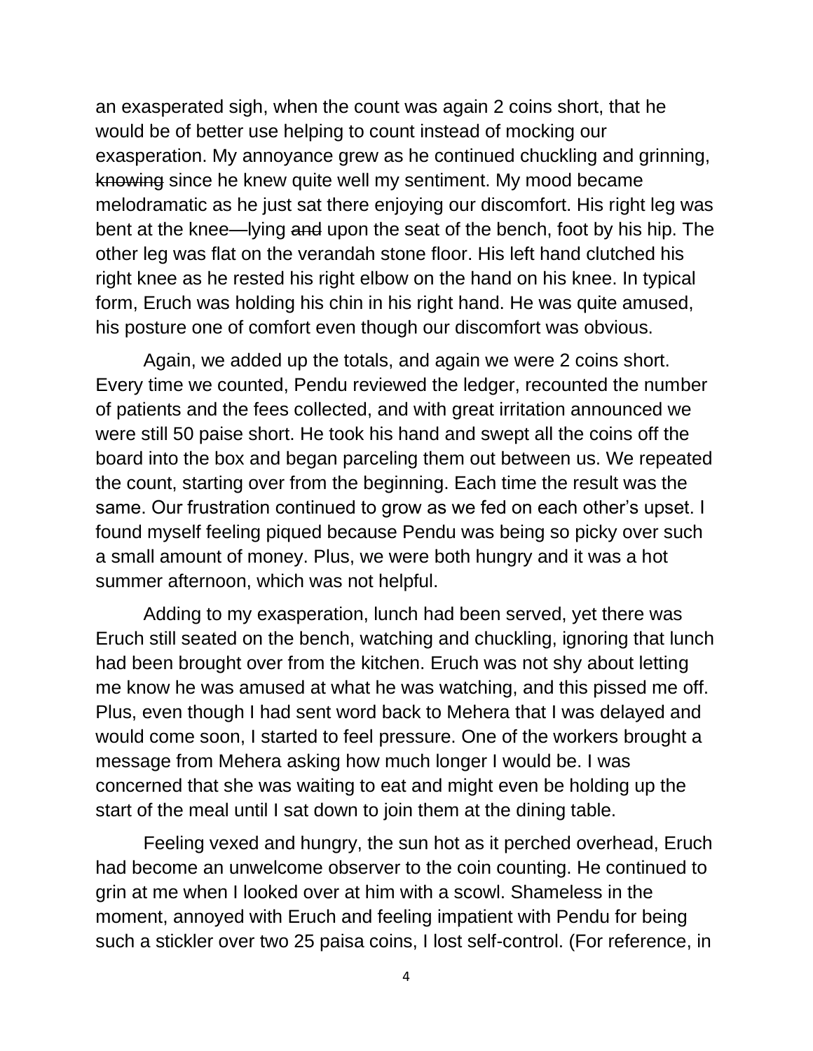an exasperated sigh, when the count was again 2 coins short, that he would be of better use helping to count instead of mocking our exasperation. My annoyance grew as he continued chuckling and grinning, ~~knowing~~ since he knew quite well my sentiment. My mood became melodramatic as he just sat there enjoying our discomfort. His right leg was bent at the knee—lying ~~and~~ upon the seat of the bench, foot by his hip. The other leg was flat on the verandah stone floor. His left hand clutched his right knee as he rested his right elbow on the hand on his knee. In typical form, Eruch was holding his chin in his right hand. He was quite amused, his posture one of comfort even though our discomfort was obvious.

Again, we added up the totals, and again we were 2 coins short. Every time we counted, Pendu reviewed the ledger, recounted the number of patients and the fees collected, and with great irritation announced we were still 50 paise short. He took his hand and swept all the coins off the board into the box and began parceling them out between us. We repeated the count, starting over from the beginning. Each time the result was the same. Our frustration continued to grow as we fed on each other's upset. I found myself feeling piqued because Pendu was being so picky over such a small amount of money. Plus, we were both hungry and it was a hot summer afternoon, which was not helpful.

Adding to my exasperation, lunch had been served, yet there was Eruch still seated on the bench, watching and chuckling, ignoring that lunch had been brought over from the kitchen. Eruch was not shy about letting me know he was amused at what he was watching, and this pissed me off. Plus, even though I had sent word back to Mehera that I was delayed and would come soon, I started to feel pressure. One of the workers brought a message from Mehera asking how much longer I would be. I was concerned that she was waiting to eat and might even be holding up the start of the meal until I sat down to join them at the dining table.

Feeling vexed and hungry, the sun hot as it perched overhead, Eruch had become an unwelcome observer to the coin counting. He continued to grin at me when I looked over at him with a scowl. Shameless in the moment, annoyed with Eruch and feeling impatient with Pendu for being such a stickler over two 25 paisa coins, I lost self-control. (For reference, in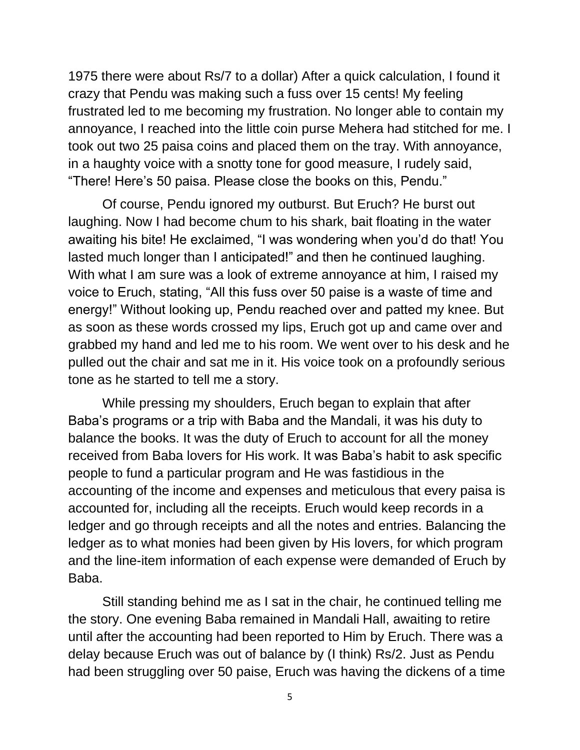1975 there were about Rs/7 to a dollar) After a quick calculation, I found it crazy that Pendu was making such a fuss over 15 cents! My feeling frustrated led to me becoming my frustration. No longer able to contain my annoyance, I reached into the little coin purse Mehera had stitched for me. I took out two 25 paisa coins and placed them on the tray. With annoyance, in a haughty voice with a snotty tone for good measure, I rudely said, "There! Here's 50 paisa. Please close the books on this, Pendu."

Of course, Pendu ignored my outburst. But Eruch? He burst out laughing. Now I had become chum to his shark, bait floating in the water awaiting his bite! He exclaimed, "I was wondering when you'd do that! You lasted much longer than I anticipated!" and then he continued laughing. With what I am sure was a look of extreme annoyance at him, I raised my voice to Eruch, stating, "All this fuss over 50 paise is a waste of time and energy!" Without looking up, Pendu reached over and patted my knee. But as soon as these words crossed my lips, Eruch got up and came over and grabbed my hand and led me to his room. We went over to his desk and he pulled out the chair and sat me in it. His voice took on a profoundly serious tone as he started to tell me a story.

While pressing my shoulders, Eruch began to explain that after Baba's programs or a trip with Baba and the Mandali, it was his duty to balance the books. It was the duty of Eruch to account for all the money received from Baba lovers for His work. It was Baba's habit to ask specific people to fund a particular program and He was fastidious in the accounting of the income and expenses and meticulous that every paisa is accounted for, including all the receipts. Eruch would keep records in a ledger and go through receipts and all the notes and entries. Balancing the ledger as to what monies had been given by His lovers, for which program and the line-item information of each expense were demanded of Eruch by Baba.

Still standing behind me as I sat in the chair, he continued telling me the story. One evening Baba remained in Mandali Hall, awaiting to retire until after the accounting had been reported to Him by Eruch. There was a delay because Eruch was out of balance by (I think) Rs/2. Just as Pendu had been struggling over 50 paise, Eruch was having the dickens of a time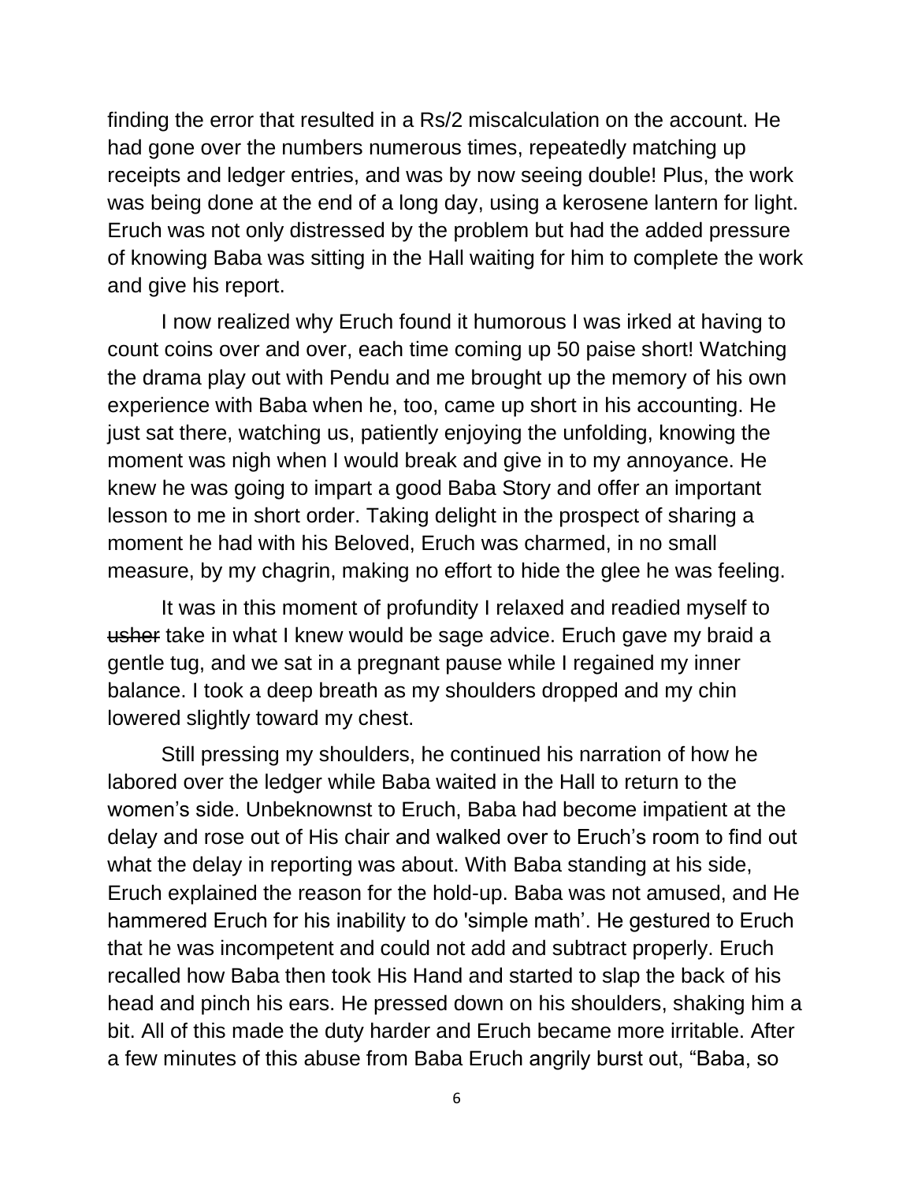finding the error that resulted in a Rs/2 miscalculation on the account. He had gone over the numbers numerous times, repeatedly matching up receipts and ledger entries, and was by now seeing double! Plus, the work was being done at the end of a long day, using a kerosene lantern for light. Eruch was not only distressed by the problem but had the added pressure of knowing Baba was sitting in the Hall waiting for him to complete the work and give his report.

I now realized why Eruch found it humorous I was irked at having to count coins over and over, each time coming up 50 paise short! Watching the drama play out with Pendu and me brought up the memory of his own experience with Baba when he, too, came up short in his accounting. He just sat there, watching us, patiently enjoying the unfolding, knowing the moment was nigh when I would break and give in to my annoyance. He knew he was going to impart a good Baba Story and offer an important lesson to me in short order. Taking delight in the prospect of sharing a moment he had with his Beloved, Eruch was charmed, in no small measure, by my chagrin, making no effort to hide the glee he was feeling.

It was in this moment of profundity I relaxed and readied myself to ~~usher~~ take in what I knew would be sage advice. Eruch gave my braid a gentle tug, and we sat in a pregnant pause while I regained my inner balance. I took a deep breath as my shoulders dropped and my chin lowered slightly toward my chest.

Still pressing my shoulders, he continued his narration of how he labored over the ledger while Baba waited in the Hall to return to the women's side. Unbeknownst to Eruch, Baba had become impatient at the delay and rose out of His chair and walked over to Eruch's room to find out what the delay in reporting was about. With Baba standing at his side, Eruch explained the reason for the hold-up. Baba was not amused, and He hammered Eruch for his inability to do 'simple math'. He gestured to Eruch that he was incompetent and could not add and subtract properly. Eruch recalled how Baba then took His Hand and started to slap the back of his head and pinch his ears. He pressed down on his shoulders, shaking him a bit. All of this made the duty harder and Eruch became more irritable. After a few minutes of this abuse from Baba Eruch angrily burst out, "Baba, so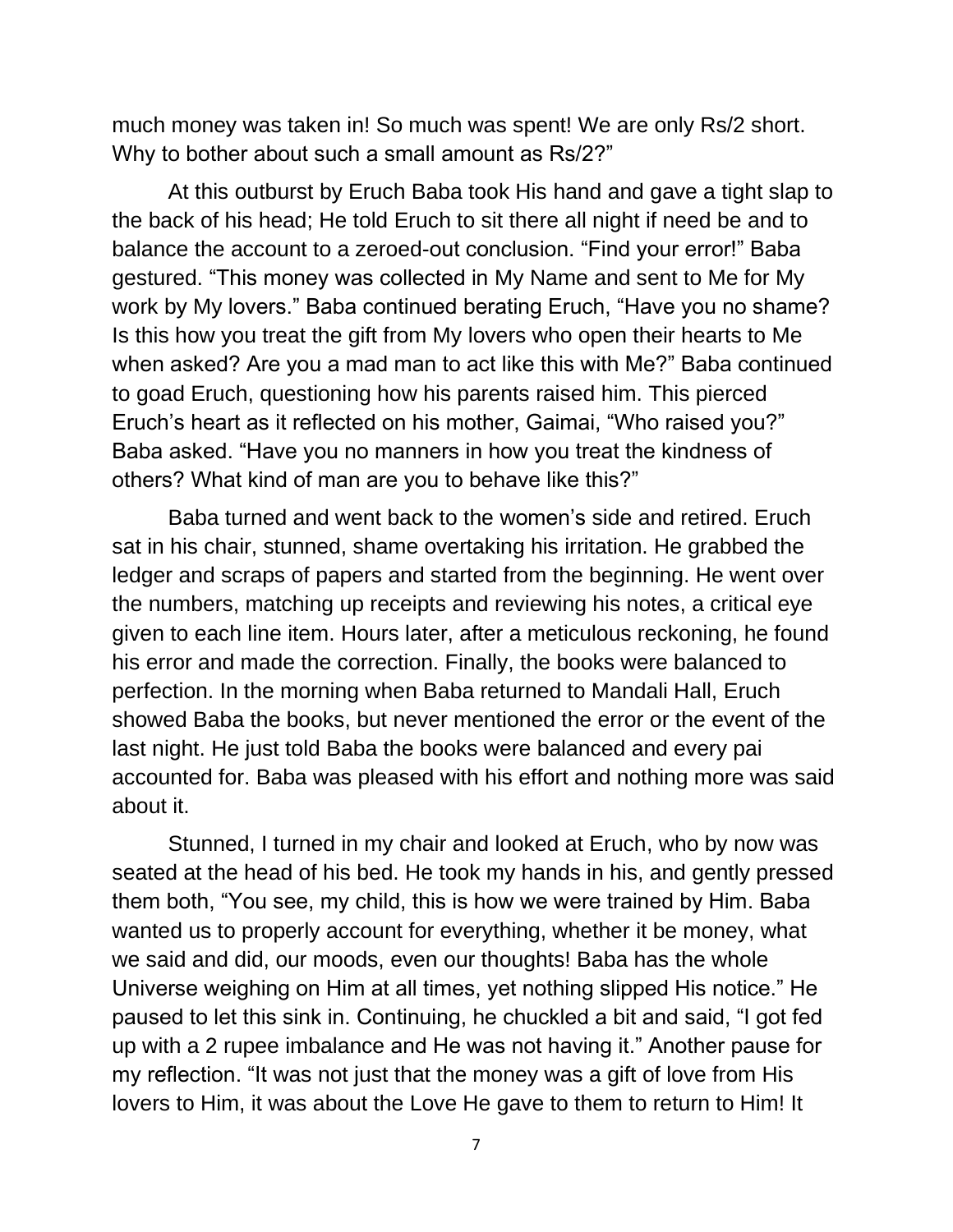much money was taken in! So much was spent! We are only Rs/2 short. Why to bother about such a small amount as Rs/2?"

At this outburst by Eruch Baba took His hand and gave a tight slap to the back of his head; He told Eruch to sit there all night if need be and to balance the account to a zeroed-out conclusion. "Find your error!" Baba gestured. "This money was collected in My Name and sent to Me for My work by My lovers." Baba continued berating Eruch, "Have you no shame? Is this how you treat the gift from My lovers who open their hearts to Me when asked? Are you a mad man to act like this with Me?" Baba continued to goad Eruch, questioning how his parents raised him. This pierced Eruch's heart as it reflected on his mother, Gaimai, "Who raised you?" Baba asked. "Have you no manners in how you treat the kindness of others? What kind of man are you to behave like this?"

Baba turned and went back to the women's side and retired. Eruch sat in his chair, stunned, shame overtaking his irritation. He grabbed the ledger and scraps of papers and started from the beginning. He went over the numbers, matching up receipts and reviewing his notes, a critical eye given to each line item. Hours later, after a meticulous reckoning, he found his error and made the correction. Finally, the books were balanced to perfection. In the morning when Baba returned to Mandali Hall, Eruch showed Baba the books, but never mentioned the error or the event of the last night. He just told Baba the books were balanced and every pai accounted for. Baba was pleased with his effort and nothing more was said about it.

Stunned, I turned in my chair and looked at Eruch, who by now was seated at the head of his bed. He took my hands in his, and gently pressed them both, "You see, my child, this is how we were trained by Him. Baba wanted us to properly account for everything, whether it be money, what we said and did, our moods, even our thoughts! Baba has the whole Universe weighing on Him at all times, yet nothing slipped His notice." He paused to let this sink in. Continuing, he chuckled a bit and said, "I got fed up with a 2 rupee imbalance and He was not having it." Another pause for my reflection. "It was not just that the money was a gift of love from His lovers to Him, it was about the Love He gave to them to return to Him! It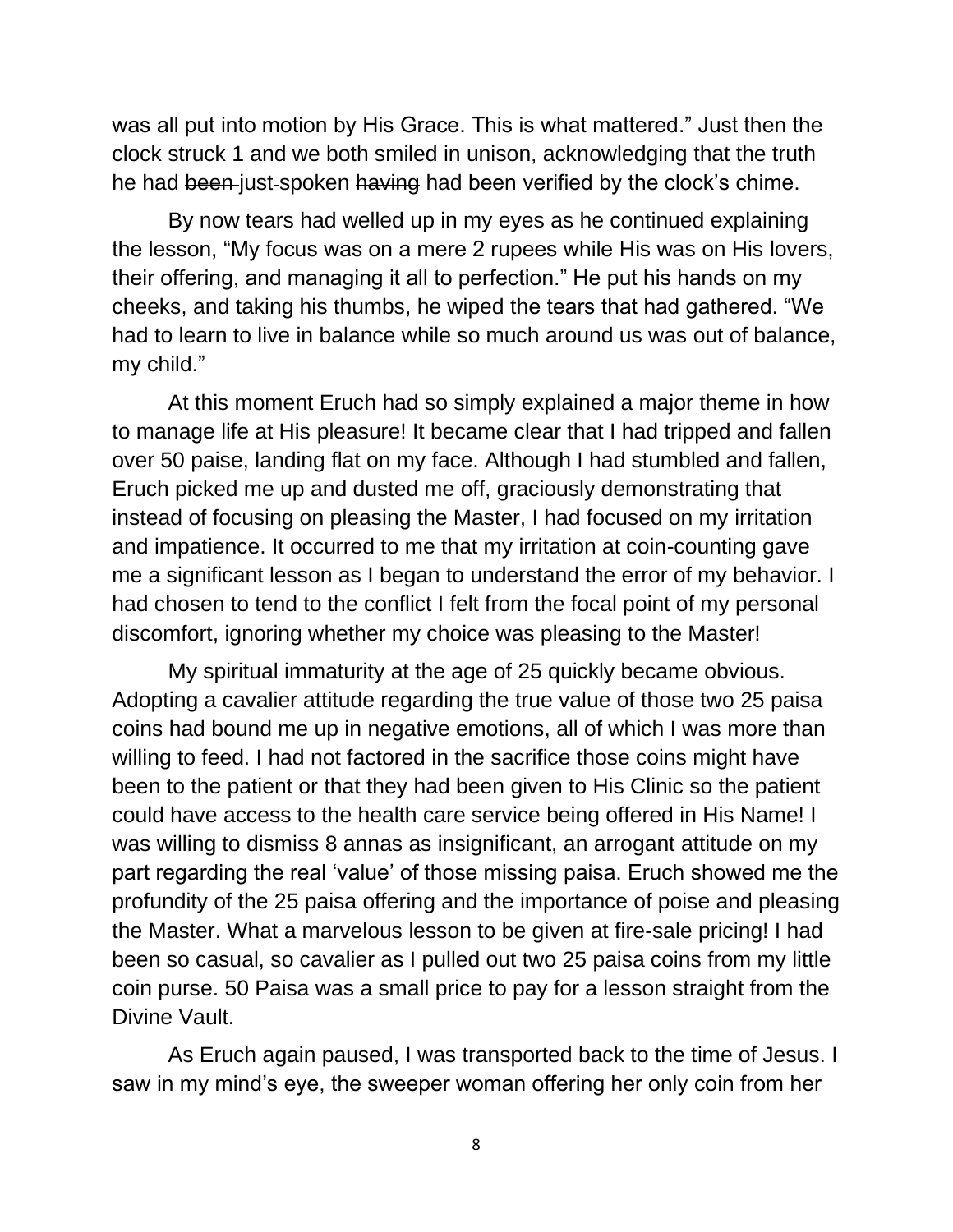was all put into motion by His Grace. This is what mattered." Just then the clock struck 1 and we both smiled in unison, acknowledging that the truth he had ~~been~~ just spoken ~~having~~ had been verified by the clock's chime.

By now tears had welled up in my eyes as he continued explaining the lesson, "My focus was on a mere 2 rupees while His was on His lovers, their offering, and managing it all to perfection." He put his hands on my cheeks, and taking his thumbs, he wiped the tears that had gathered. "We had to learn to live in balance while so much around us was out of balance, my child."

At this moment Eruch had so simply explained a major theme in how to manage life at His pleasure! It became clear that I had tripped and fallen over 50 paise, landing flat on my face. Although I had stumbled and fallen, Eruch picked me up and dusted me off, graciously demonstrating that instead of focusing on pleasing the Master, I had focused on my irritation and impatience. It occurred to me that my irritation at coin-counting gave me a significant lesson as I began to understand the error of my behavior. I had chosen to tend to the conflict I felt from the focal point of my personal discomfort, ignoring whether my choice was pleasing to the Master!

My spiritual immaturity at the age of 25 quickly became obvious. Adopting a cavalier attitude regarding the true value of those two 25 paisa coins had bound me up in negative emotions, all of which I was more than willing to feed. I had not factored in the sacrifice those coins might have been to the patient or that they had been given to His Clinic so the patient could have access to the health care service being offered in His Name! I was willing to dismiss 8 annas as insignificant, an arrogant attitude on my part regarding the real 'value' of those missing paisa. Eruch showed me the profundity of the 25 paisa offering and the importance of poise and pleasing the Master. What a marvelous lesson to be given at fire-sale pricing! I had been so casual, so cavalier as I pulled out two 25 paisa coins from my little coin purse. 50 Paisa was a small price to pay for a lesson straight from the Divine Vault.

As Eruch again paused, I was transported back to the time of Jesus. I saw in my mind's eye, the sweeper woman offering her only coin from her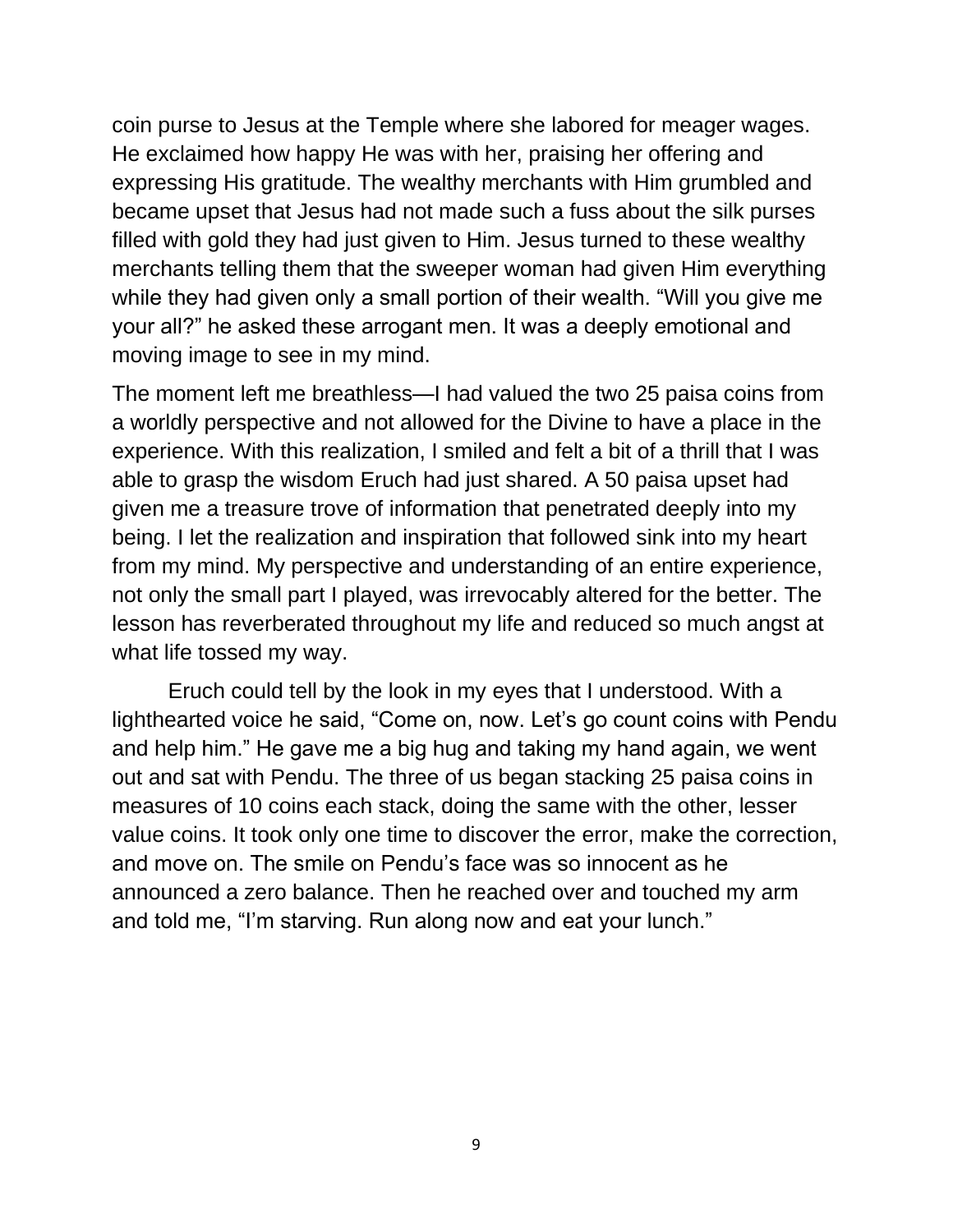coin purse to Jesus at the Temple where she labored for meager wages. He exclaimed how happy He was with her, praising her offering and expressing His gratitude. The wealthy merchants with Him grumbled and became upset that Jesus had not made such a fuss about the silk purses filled with gold they had just given to Him. Jesus turned to these wealthy merchants telling them that the sweeper woman had given Him everything while they had given only a small portion of their wealth. "Will you give me your all?" he asked these arrogant men. It was a deeply emotional and moving image to see in my mind.

The moment left me breathless—I had valued the two 25 paisa coins from a worldly perspective and not allowed for the Divine to have a place in the experience. With this realization, I smiled and felt a bit of a thrill that I was able to grasp the wisdom Eruch had just shared. A 50 paisa upset had given me a treasure trove of information that penetrated deeply into my being. I let the realization and inspiration that followed sink into my heart from my mind. My perspective and understanding of an entire experience, not only the small part I played, was irrevocably altered for the better. The lesson has reverberated throughout my life and reduced so much angst at what life tossed my way.

Eruch could tell by the look in my eyes that I understood. With a lighthearted voice he said, "Come on, now. Let's go count coins with Pendu and help him." He gave me a big hug and taking my hand again, we went out and sat with Pendu. The three of us began stacking 25 paisa coins in measures of 10 coins each stack, doing the same with the other, lesser value coins. It took only one time to discover the error, make the correction, and move on. The smile on Pendu's face was so innocent as he announced a zero balance. Then he reached over and touched my arm and told me, "I'm starving. Run along now and eat your lunch."